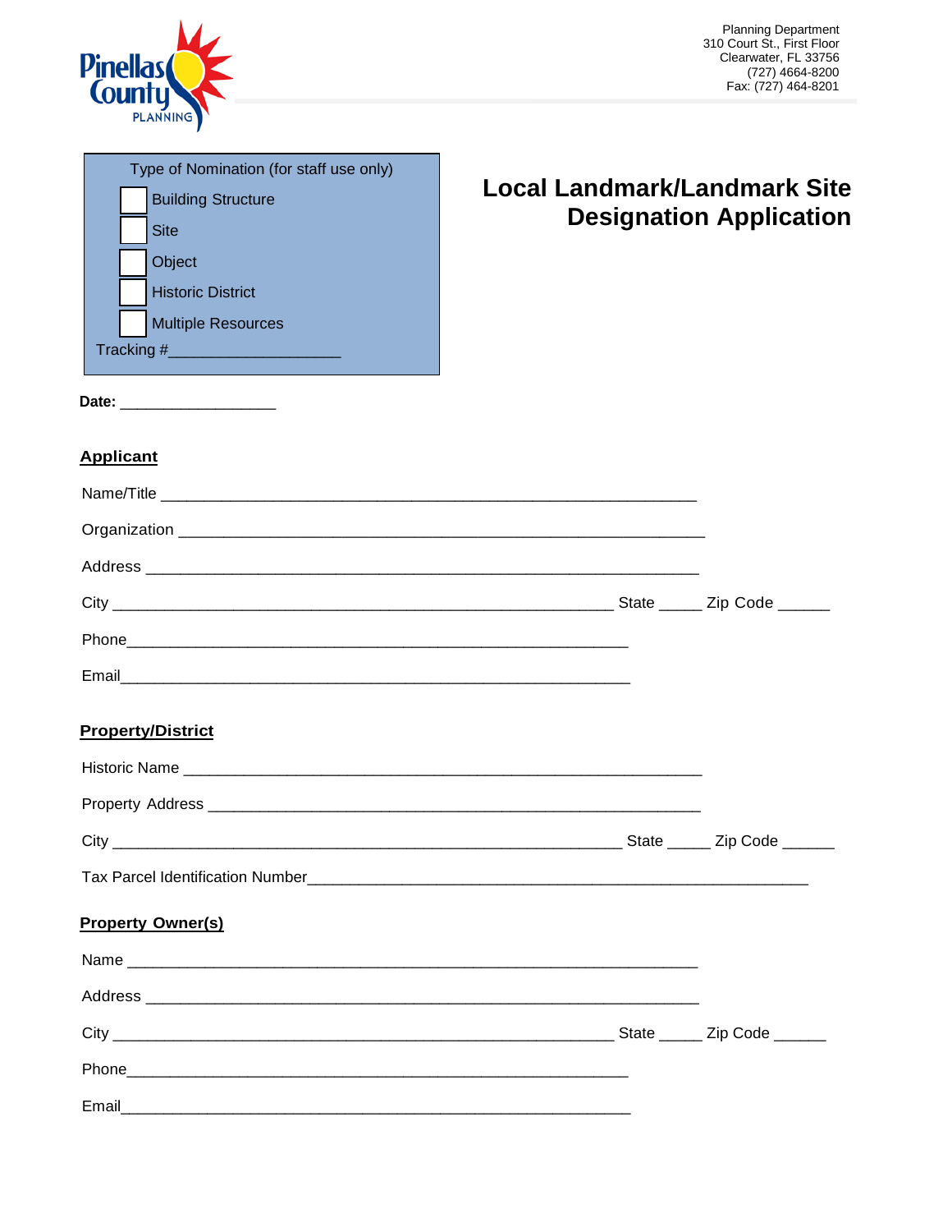Planning Department
310 Court St., First Floor
Clearwater, FL 33756
(727) 4664-8200
Fax: (727) 464-8201

Type of Nomination (for staff use only)

- ☐ Building Structure
- ☐ Site
- ☐ Object
- ☐ Historic District
- ☐ Multiple Resources

Tracking #___________________

# Local Landmark/Landmark Site Designation Application

**Date:** _________________

## Applicant

Name/Title ___________________________________________________________

Organization ___________________________________________________________

Address _____________________________________________________________

City _______________________________________________________ State _____ Zip Code ______

Phone_______________________________________________________

Email_______________________________________________________

## Property/District

Historic Name _________________________________________________________

Property Address ______________________________________________________

City _______________________________________________________ State _____ Zip Code ______

Tax Parcel Identification Number_______________________________________________________

## Property Owner(s)

Name ________________________________________________________________

Address _____________________________________________________________

City _______________________________________________________ State _____ Zip Code ______

Phone_______________________________________________________

Email_______________________________________________________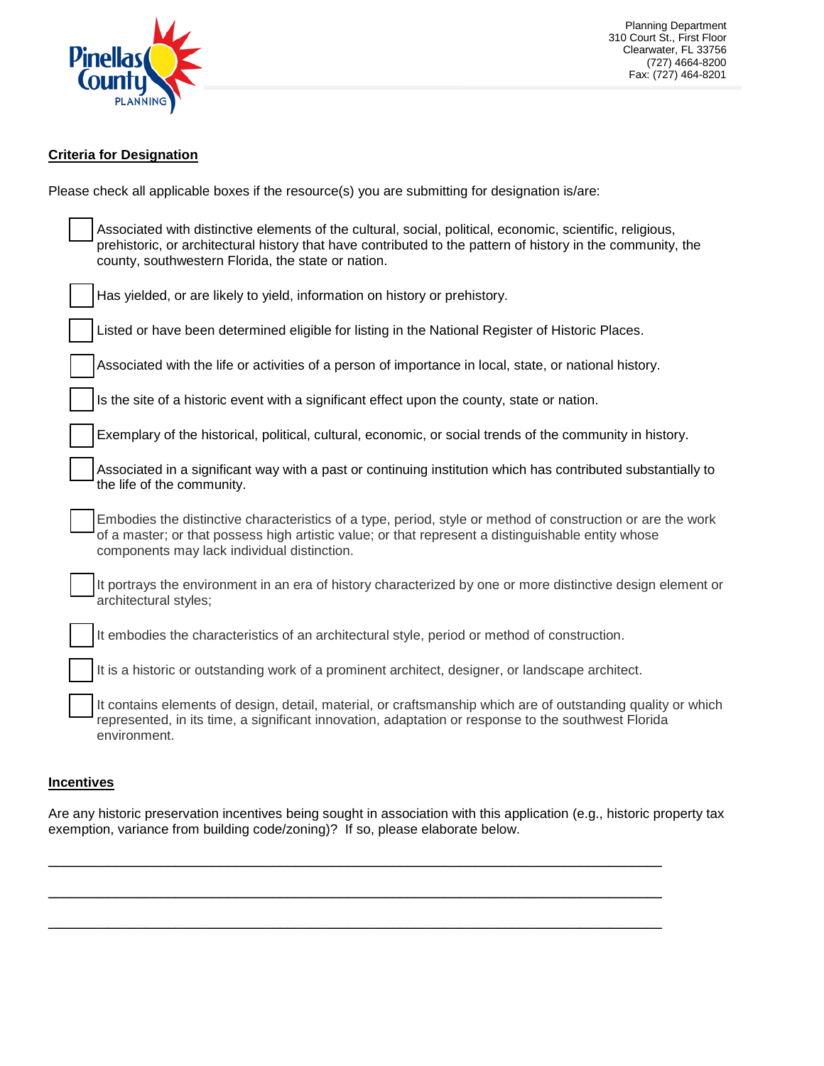## Criteria for Designation

Please check all applicable boxes if the resource(s) you are submitting for designation is/are:

- ☐ Associated with distinctive elements of the cultural, social, political, economic, scientific, religious, prehistoric, or architectural history that have contributed to the pattern of history in the community, the county, southwestern Florida, the state or nation.
- ☐ Has yielded, or are likely to yield, information on history or prehistory.
- ☐ Listed or have been determined eligible for listing in the National Register of Historic Places.
- ☐ Associated with the life or activities of a person of importance in local, state, or national history.
- ☐ Is the site of a historic event with a significant effect upon the county, state or nation.
- ☐ Exemplary of the historical, political, cultural, economic, or social trends of the community in history.
- ☐ Associated in a significant way with a past or continuing institution which has contributed substantially to the life of the community.
- ☐ Embodies the distinctive characteristics of a type, period, style or method of construction or are the work of a master; or that possess high artistic value; or that represent a distinguishable entity whose components may lack individual distinction.
- ☐ It portrays the environment in an era of history characterized by one or more distinctive design element or architectural styles;
- ☐ It embodies the characteristics of an architectural style, period or method of construction.
- ☐ It is a historic or outstanding work of a prominent architect, designer, or landscape architect.
- ☐ It contains elements of design, detail, material, or craftsmanship which are of outstanding quality or which represented, in its time, a significant innovation, adaptation or response to the southwest Florida environment.

## Incentives

Are any historic preservation incentives being sought in association with this application (e.g., historic property tax exemption, variance from building code/zoning)? If so, please elaborate below.

______________________________________________________________________________

______________________________________________________________________________

______________________________________________________________________________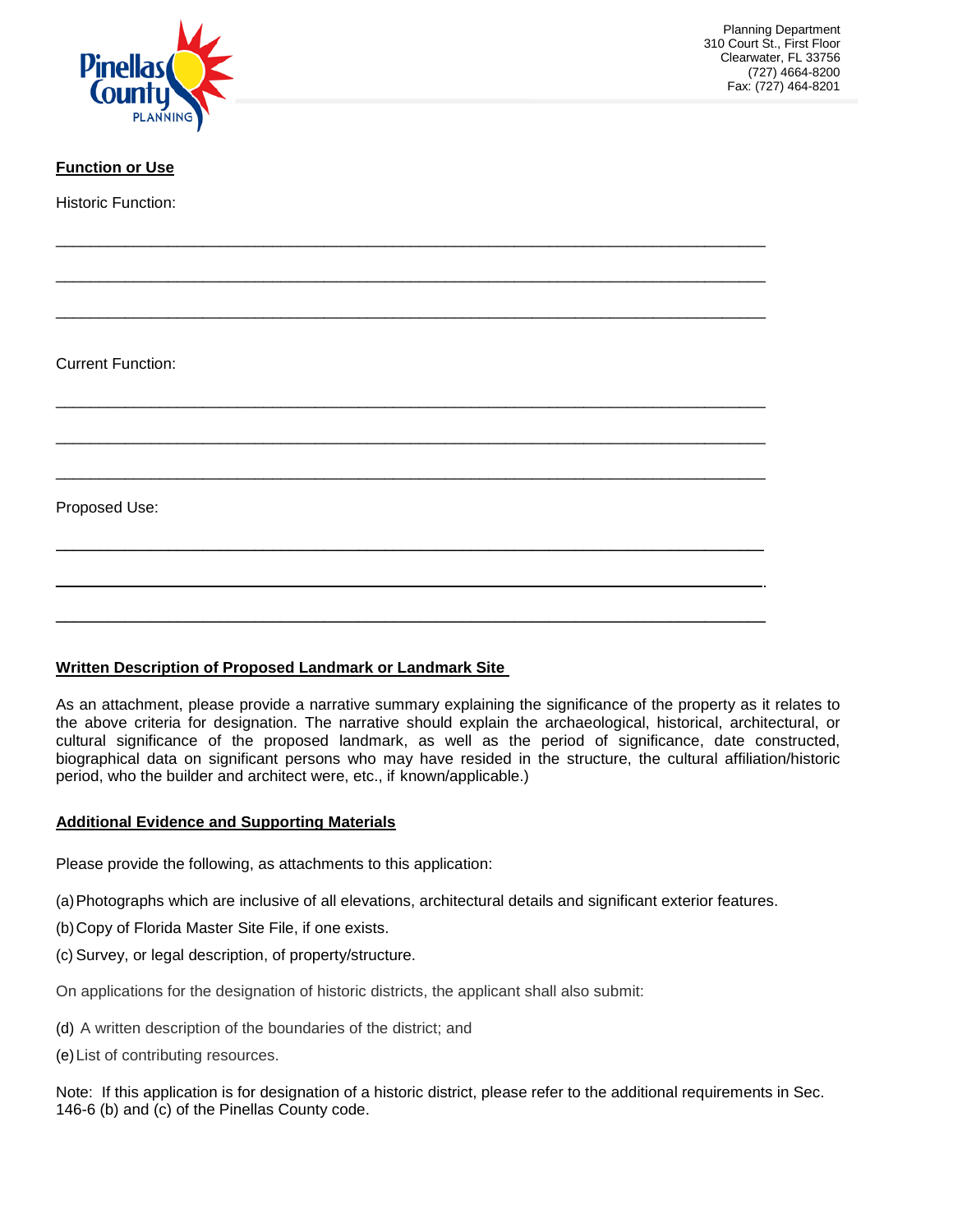Planning Department
310 Court St., First Floor
Clearwater, FL 33756
(727) 4664-8200
Fax: (727) 464-8201

**Function or Use**

Historic Function:

______________________________________________________________________________

______________________________________________________________________________

______________________________________________________________________________

Current Function:

______________________________________________________________________________

______________________________________________________________________________

______________________________________________________________________________

Proposed Use:

______________________________________________________________________________

______________________________________________________________________________.

______________________________________________________________________________

**Written Description of Proposed Landmark or Landmark Site**

As an attachment, please provide a narrative summary explaining the significance of the property as it relates to the above criteria for designation. The narrative should explain the archaeological, historical, architectural, or cultural significance of the proposed landmark, as well as the period of significance, date constructed, biographical data on significant persons who may have resided in the structure, the cultural affiliation/historic period, who the builder and architect were, etc., if known/applicable.)

**Additional Evidence and Supporting Materials**

Please provide the following, as attachments to this application:

(a) Photographs which are inclusive of all elevations, architectural details and significant exterior features.

(b) Copy of Florida Master Site File, if one exists.

(c) Survey, or legal description, of property/structure.

On applications for the designation of historic districts, the applicant shall also submit:

(d) A written description of the boundaries of the district; and

(e) List of contributing resources.

Note: If this application is for designation of a historic district, please refer to the additional requirements in Sec. 146-6 (b) and (c) of the Pinellas County code.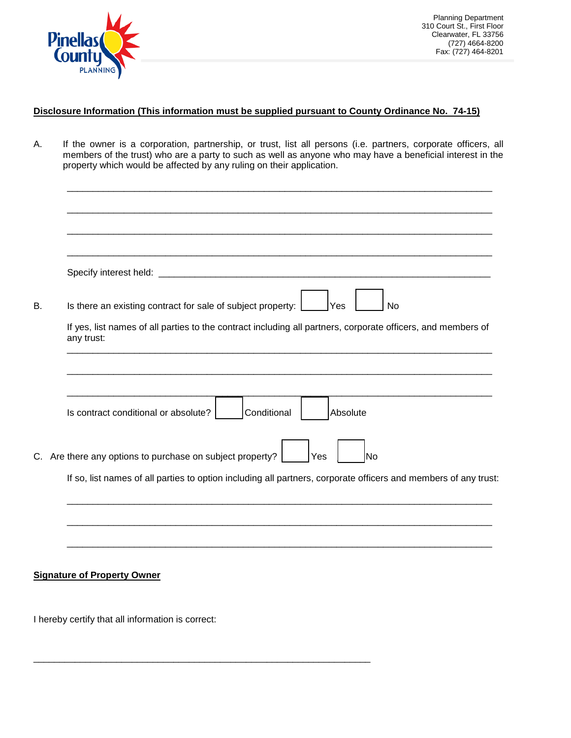Planning Department
310 Court St., First Floor
Clearwater, FL 33756
(727) 4664-8200
Fax: (727) 464-8201

**Disclosure Information (This information must be supplied pursuant to County Ordinance No. 74-15)**

A. If the owner is a corporation, partnership, or trust, list all persons (i.e. partners, corporate officers, all members of the trust) who are a party to such as well as anyone who may have a beneficial interest in the property which would be affected by any ruling on their application.

______________________________________________________________________

______________________________________________________________________

______________________________________________________________________

______________________________________________________________________

Specify interest held: ______________________________________________________

B. Is there an existing contract for sale of subject property: ☐ Yes ☐ No

If yes, list names of all parties to the contract including all partners, corporate officers, and members of any trust:

______________________________________________________________________

______________________________________________________________________

______________________________________________________________________

Is contract conditional or absolute? ☐ Conditional ☐ Absolute

C. Are there any options to purchase on subject property? ☐ Yes ☐ No

If so, list names of all parties to option including all partners, corporate officers and members of any trust:

______________________________________________________________________

______________________________________________________________________

______________________________________________________________________

**Signature of Property Owner**

I hereby certify that all information is correct:

______________________________________________________________